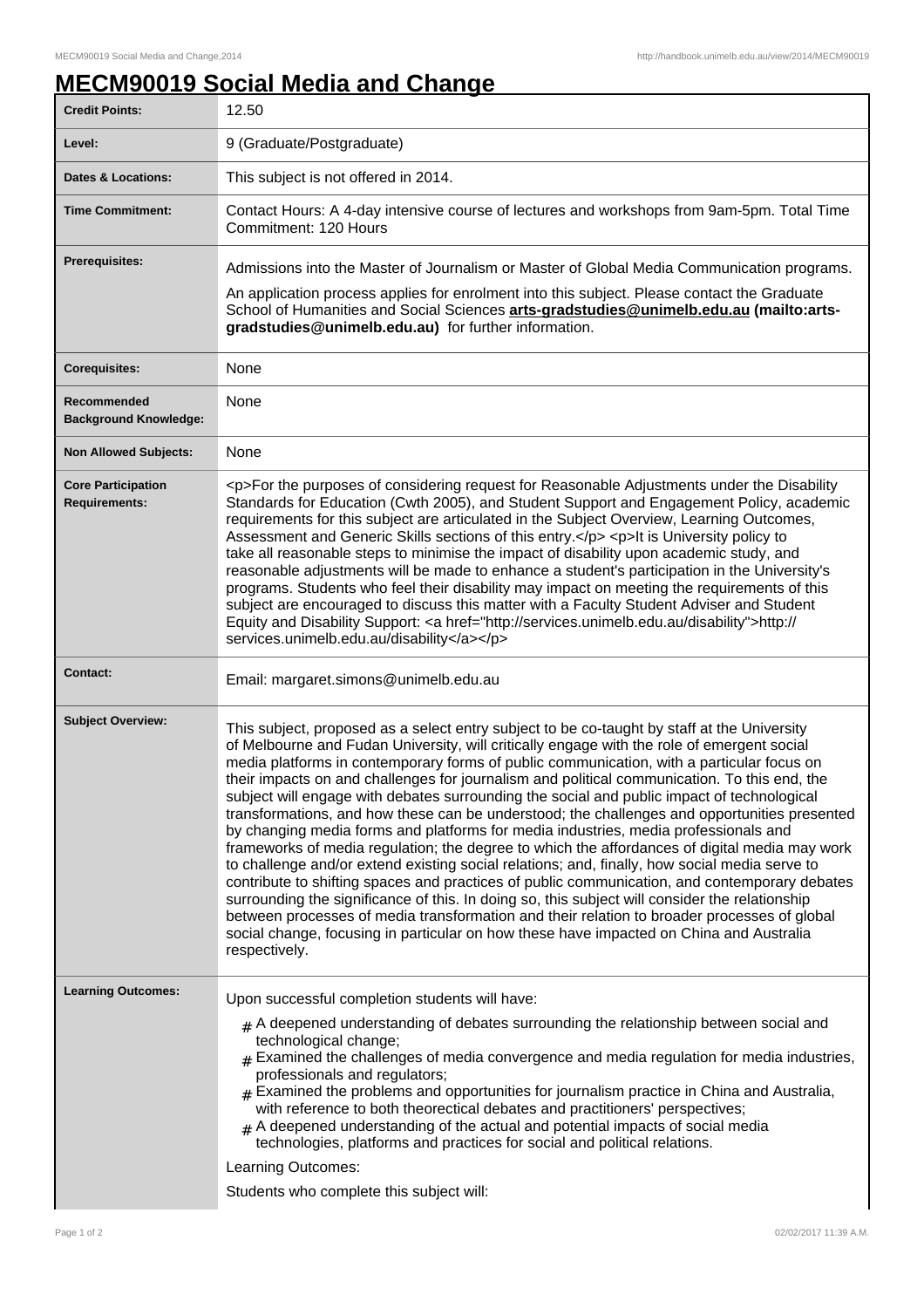# MECM90019 Social Media and Change

| | |
|---|---|
| **Credit Points:** | 12.50 |
| **Level:** | 9 (Graduate/Postgraduate) |
| **Dates & Locations:** | This subject is not offered in 2014. |
| **Time Commitment:** | Contact Hours: A 4-day intensive course of lectures and workshops from 9am-5pm. Total Time Commitment: 120 Hours |
| **Prerequisites:** | Admissions into the Master of Journalism or Master of Global Media Communication programs.<br><br>An application process applies for enrolment into this subject. Please contact the Graduate School of Humanities and Social Sciences **arts-gradstudies@unimelb.edu.au (mailto:arts-gradstudies@unimelb.edu.au)** for further information. |
| **Corequisites:** | None |
| **Recommended Background Knowledge:** | None |
| **Non Allowed Subjects:** | None |
| **Core Participation Requirements:** | <p>For the purposes of considering request for Reasonable Adjustments under the Disability Standards for Education (Cwth 2005), and Student Support and Engagement Policy, academic requirements for this subject are articulated in the Subject Overview, Learning Outcomes, Assessment and Generic Skills sections of this entry.</p> <p>It is University policy to take all reasonable steps to minimise the impact of disability upon academic study, and reasonable adjustments will be made to enhance a student's participation in the University's programs. Students who feel their disability may impact on meeting the requirements of this subject are encouraged to discuss this matter with a Faculty Student Adviser and Student Equity and Disability Support: <a href="http://services.unimelb.edu.au/disability">http://services.unimelb.edu.au/disability</a></p> |
| **Contact:** | Email: margaret.simons@unimelb.edu.au |
| **Subject Overview:** | This subject, proposed as a select entry subject to be co-taught by staff at the University of Melbourne and Fudan University, will critically engage with the role of emergent social media platforms in contemporary forms of public communication, with a particular focus on their impacts on and challenges for journalism and political communication. To this end, the subject will engage with debates surrounding the social and public impact of technological transformations, and how these can be understood; the challenges and opportunities presented by changing media forms and platforms for media industries, media professionals and frameworks of media regulation; the degree to which the affordances of digital media may work to challenge and/or extend existing social relations; and, finally, how social media serve to contribute to shifting spaces and practices of public communication, and contemporary debates surrounding the significance of this. In doing so, this subject will consider the relationship between processes of media transformation and their relation to broader processes of global social change, focusing in particular on how these have impacted on China and Australia respectively. |
| **Learning Outcomes:** | Upon successful completion students will have:<br><br># A deepened understanding of debates surrounding the relationship between social and technological change;<br># Examined the challenges of media convergence and media regulation for media industries, professionals and regulators;<br># Examined the problems and opportunities for journalism practice in China and Australia, with reference to both theorectical debates and practitioners' perspectives;<br># A deepened understanding of the actual and potential impacts of social media technologies, platforms and practices for social and political relations.<br><br>Learning Outcomes:<br><br>Students who complete this subject will: |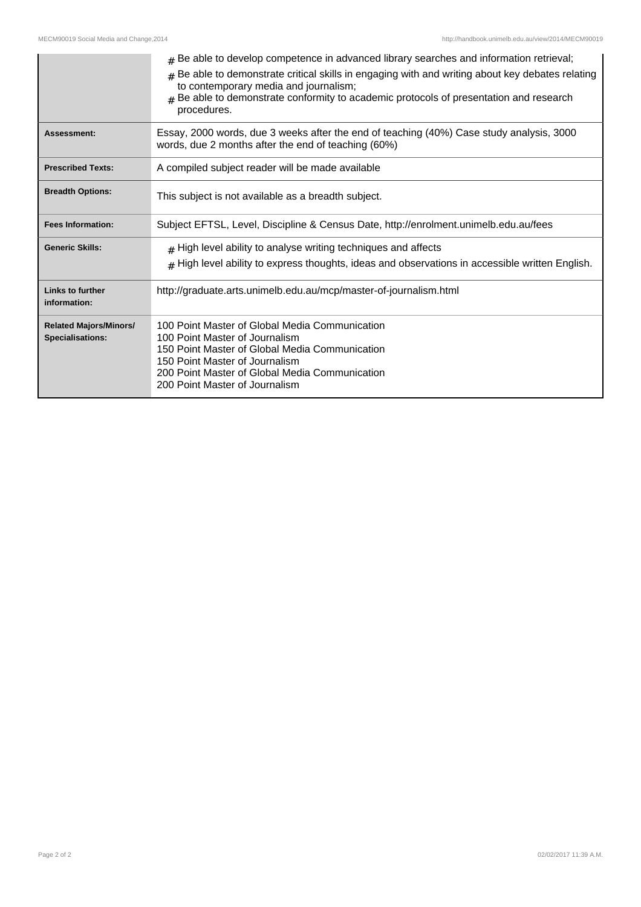| | |
|---|---|
| | # Be able to develop competence in advanced library searches and information retrieval;<br># Be able to demonstrate critical skills in engaging with and writing about key debates relating to contemporary media and journalism;<br># Be able to demonstrate conformity to academic protocols of presentation and research procedures. |
| **Assessment:** | Essay, 2000 words, due 3 weeks after the end of teaching (40%) Case study analysis, 3000 words, due 2 months after the end of teaching (60%) |
| **Prescribed Texts:** | A compiled subject reader will be made available |
| **Breadth Options:** | This subject is not available as a breadth subject. |
| **Fees Information:** | Subject EFTSL, Level, Discipline & Census Date, http://enrolment.unimelb.edu.au/fees |
| **Generic Skills:** | # High level ability to analyse writing techniques and affects<br># High level ability to express thoughts, ideas and observations in accessible written English. |
| **Links to further information:** | http://graduate.arts.unimelb.edu.au/mcp/master-of-journalism.html |
| **Related Majors/Minors/ Specialisations:** | 100 Point Master of Global Media Communication<br>100 Point Master of Journalism<br>150 Point Master of Global Media Communication<br>150 Point Master of Journalism<br>200 Point Master of Global Media Communication<br>200 Point Master of Journalism |